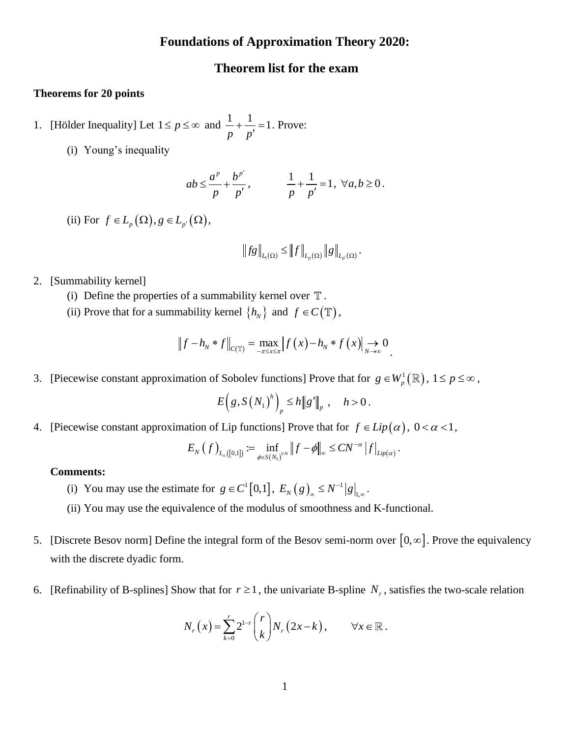# Foundations of Approximation Theory 2020:

## Theorem list for the exam

**Theorems for 20 points**

1. [Hölder Inequality] Let $1 \le p \le \infty$ and $\frac{1}{p} + \frac{1}{p'} = 1$. Prove:

   (i) Young's inequality

$$ab \le \frac{a^p}{p} + \frac{b^{p'}}{p'}, \qquad \frac{1}{p} + \frac{1}{p'} = 1, \ \forall a, b \ge 0.$$

   (ii) For $f \in L_p(\Omega), g \in L_{p'}(\Omega)$,

$$\|fg\|_{L_1(\Omega)} \le \|f\|_{L_p(\Omega)} \|g\|_{L_{p'}(\Omega)}.$$

2. [Summability kernel]
   (i) Define the properties of a summability kernel over $\mathbb{T}$.
   (ii) Prove that for a summability kernel $\{h_N\}$ and $f \in C(\mathbb{T})$,

$$\|f - h_N * f\|_{C(\mathbb{T})} = \max_{-\pi \le x \le \pi} |f(x) - h_N * f(x)| \underset{N \to \infty}{\to} 0.$$

3. [Piecewise constant approximation of Sobolev functions] Prove that for $g \in W_p^1(\mathbb{R})$, $1 \le p \le \infty$,

$$E\left(g, S(N_1)^h\right)_p \le h\|g'\|_p, \quad h > 0.$$

4. [Piecewise constant approximation of Lip functions] Prove that for $f \in Lip(\alpha)$, $0 < \alpha < 1$,

$$E_N(f)_{L_\infty([0,1])} := \inf_{\phi \in S(N_1)^{1/N}} \|f - \phi\|_\infty \le CN^{-\alpha} |f|_{Lip(\alpha)}.$$

   **Comments:**

   (i) You may use the estimate for $g \in C^1[0,1]$, $E_N(g)_\infty \le N^{-1}|g|_{1,\infty}$.

   (ii) You may use the equivalence of the modulus of smoothness and K-functional.

5. [Discrete Besov norm] Define the integral form of the Besov semi-norm over $[0, \infty]$. Prove the equivalency with the discrete dyadic form.

6. [Refinability of B-splines] Show that for $r \ge 1$, the univariate B-spline $N_r$, satisfies the two-scale relation

$$N_r(x) = \sum_{k=0}^{r} 2^{1-r} \binom{r}{k} N_r(2x - k), \qquad \forall x \in \mathbb{R}.$$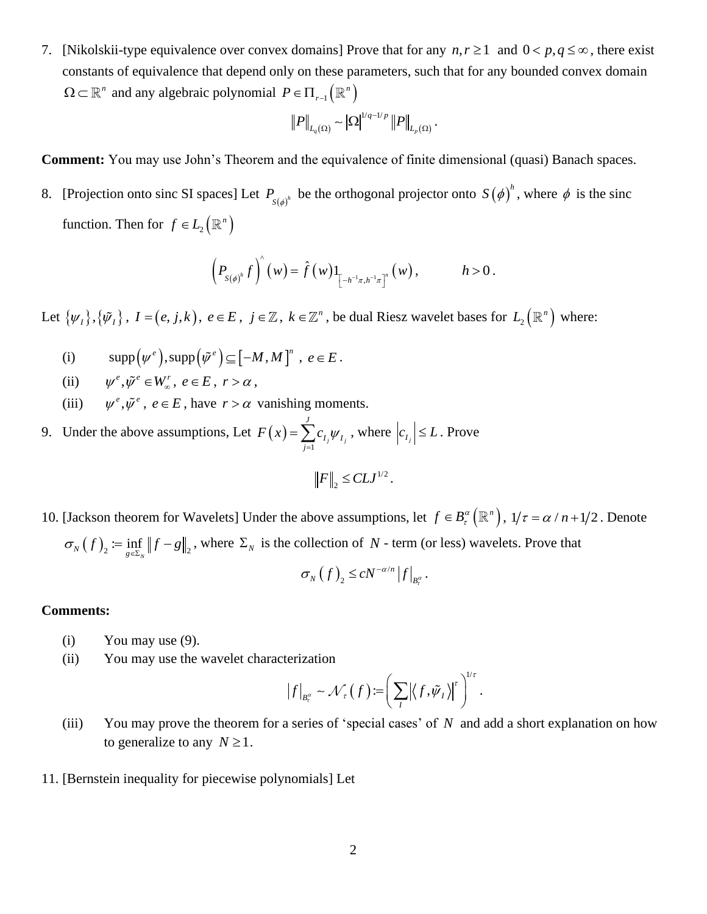7. [Nikolskii-type equivalence over convex domains] Prove that for any $n,r \ge 1$ and $0 < p,q \le \infty$, there exist constants of equivalence that depend only on these parameters, such that for any bounded convex domain $\Omega \subset \mathbb{R}^n$ and any algebraic polynomial $P \in \Pi_{r-1}\left(\mathbb{R}^n\right)$

$$\|P\|_{L_q(\Omega)} \sim |\Omega|^{1/q-1/p} \|P\|_{L_p(\Omega)}.$$

**Comment:** You may use John's Theorem and the equivalence of finite dimensional (quasi) Banach spaces.

8. [Projection onto sinc SI spaces] Let $P_{S(\phi)^h}$ be the orthogonal projector onto $S(\phi)^h$, where $\phi$ is the sinc function. Then for $f \in L_2\left(\mathbb{R}^n\right)$

$$\left(P_{S(\phi)^h} f\right)^{\wedge}(w) = \hat{f}(w) 1_{\left[-h^{-1}\pi, h^{-1}\pi\right]^n}(w), \qquad h > 0.$$

Let $\{\psi_I\}, \{\tilde{\psi}_I\}$, $I = (e, j, k)$, $e \in E$, $j \in \mathbb{Z}$, $k \in \mathbb{Z}^n$, be dual Riesz wavelet bases for $L_2\left(\mathbb{R}^n\right)$ where:

(i) $\operatorname{supp}\left(\psi^e\right), \operatorname{supp}\left(\tilde{\psi}^e\right) \subseteq [-M, M]^n$, $e \in E$.

(ii) $\psi^e, \tilde{\psi}^e \in W_\infty^r$, $e \in E$, $r > \alpha$,

(iii) $\psi^e, \tilde{\psi}^e$, $e \in E$, have $r > \alpha$ vanishing moments.

9. Under the above assumptions, Let $F(x) = \sum_{j=1}^{J} c_{I_j} \psi_{I_j}$, where $\left|c_{I_j}\right| \le L$. Prove

$$\|F\|_2 \le CLJ^{1/2}.$$

10. [Jackson theorem for Wavelets] Under the above assumptions, let $f \in B_\tau^\alpha\left(\mathbb{R}^n\right)$, $1/\tau = \alpha/n + 1/2$. Denote $\sigma_N(f)_2 := \inf_{g \in \Sigma_N} \|f - g\|_2$, where $\Sigma_N$ is the collection of $N$ - term (or less) wavelets. Prove that

$$\sigma_N(f)_2 \le cN^{-\alpha/n} |f|_{B_\tau^\alpha}.$$

**Comments:**

(i) You may use (9).

(ii) You may use the wavelet characterization

$$|f|_{B_\tau^\alpha} \sim \mathcal{N}_\tau(f) := \left(\sum_I \left|\left\langle f, \tilde{\psi}_I \right\rangle\right|^\tau\right)^{1/\tau}.$$

(iii) You may prove the theorem for a series of 'special cases' of $N$ and add a short explanation on how to generalize to any $N \ge 1$.

11. [Bernstein inequality for piecewise polynomials] Let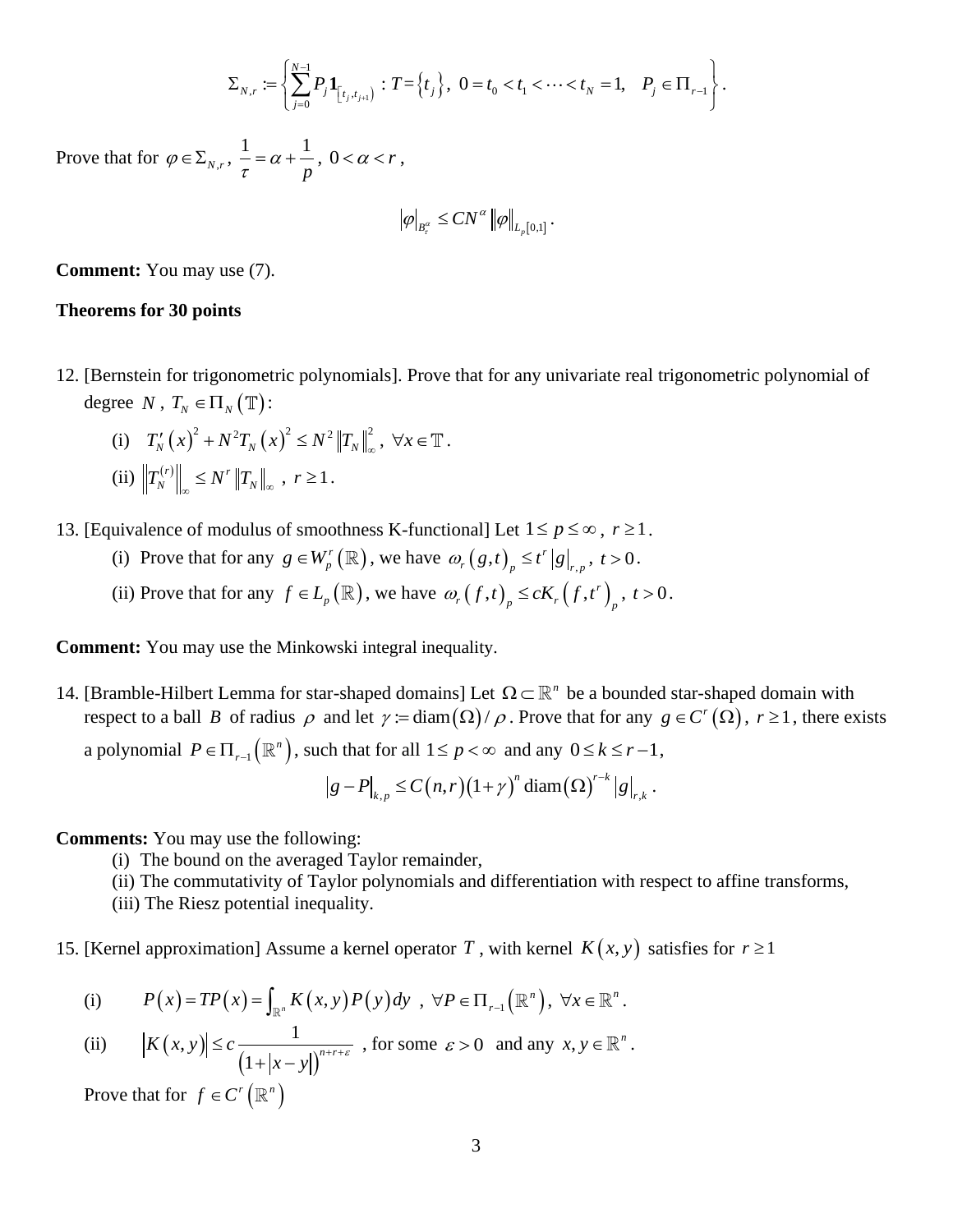$$\Sigma_{N,r} := \left\{ \sum_{j=0}^{N-1} P_j \mathbf{1}_{[t_j, t_{j+1})} \; : T = \{t_j\},\; 0 = t_0 < t_1 < \cdots < t_N = 1,\quad P_j \in \Pi_{r-1} \right\}.$$

Prove that for $\varphi \in \Sigma_{N,r}$, $\dfrac{1}{\tau} = \alpha + \dfrac{1}{p}$, $0 < \alpha < r$,

$$|\varphi|_{B_\tau^\alpha} \le C N^\alpha \|\varphi\|_{L_p[0,1]}.$$

**Comment:** You may use (7).

**Theorems for 30 points**

12. [Bernstein for trigonometric polynomials]. Prove that for any univariate real trigonometric polynomial of degree $N$, $T_N \in \Pi_N(\mathbb{T})$:

    (i) $T_N'(x)^2 + N^2 T_N(x)^2 \le N^2 \|T_N\|_\infty^2$, $\forall x \in \mathbb{T}$.

    (ii) $\left\|T_N^{(r)}\right\|_\infty \le N^r \|T_N\|_\infty$, $r \ge 1$.

13. [Equivalence of modulus of smoothness K-functional] Let $1 \le p \le \infty$, $r \ge 1$.

    (i) Prove that for any $g \in W_p^r(\mathbb{R})$, we have $\omega_r(g,t)_p \le t^r |g|_{r,p}$, $t > 0$.

    (ii) Prove that for any $f \in L_p(\mathbb{R})$, we have $\omega_r(f,t)_p \le c K_r(f,t^r)_p$, $t > 0$.

**Comment:** You may use the Minkowski integral inequality.

14. [Bramble-Hilbert Lemma for star-shaped domains] Let $\Omega \subset \mathbb{R}^n$ be a bounded star-shaped domain with respect to a ball $B$ of radius $\rho$ and let $\gamma := \operatorname{diam}(\Omega)/\rho$. Prove that for any $g \in C^r(\Omega)$, $r \ge 1$, there exists a polynomial $P \in \Pi_{r-1}(\mathbb{R}^n)$, such that for all $1 \le p < \infty$ and any $0 \le k \le r-1$,

$$|g - P|_{k,p} \le C(n,r)(1+\gamma)^n \operatorname{diam}(\Omega)^{r-k} |g|_{r,k}.$$

**Comments:** You may use the following:

(i) The bound on the averaged Taylor remainder,
(ii) The commutativity of Taylor polynomials and differentiation with respect to affine transforms,
(iii) The Riesz potential inequality.

15. [Kernel approximation] Assume a kernel operator $T$, with kernel $K(x,y)$ satisfies for $r \ge 1$

    (i) $P(x) = TP(x) = \int_{\mathbb{R}^n} K(x,y) P(y)\,dy$, $\forall P \in \Pi_{r-1}(\mathbb{R}^n)$, $\forall x \in \mathbb{R}^n$.

    (ii) $|K(x,y)| \le c \dfrac{1}{(1+|x-y|)^{n+r+\varepsilon}}$, for some $\varepsilon > 0$ and any $x, y \in \mathbb{R}^n$.

    Prove that for $f \in C^r(\mathbb{R}^n)$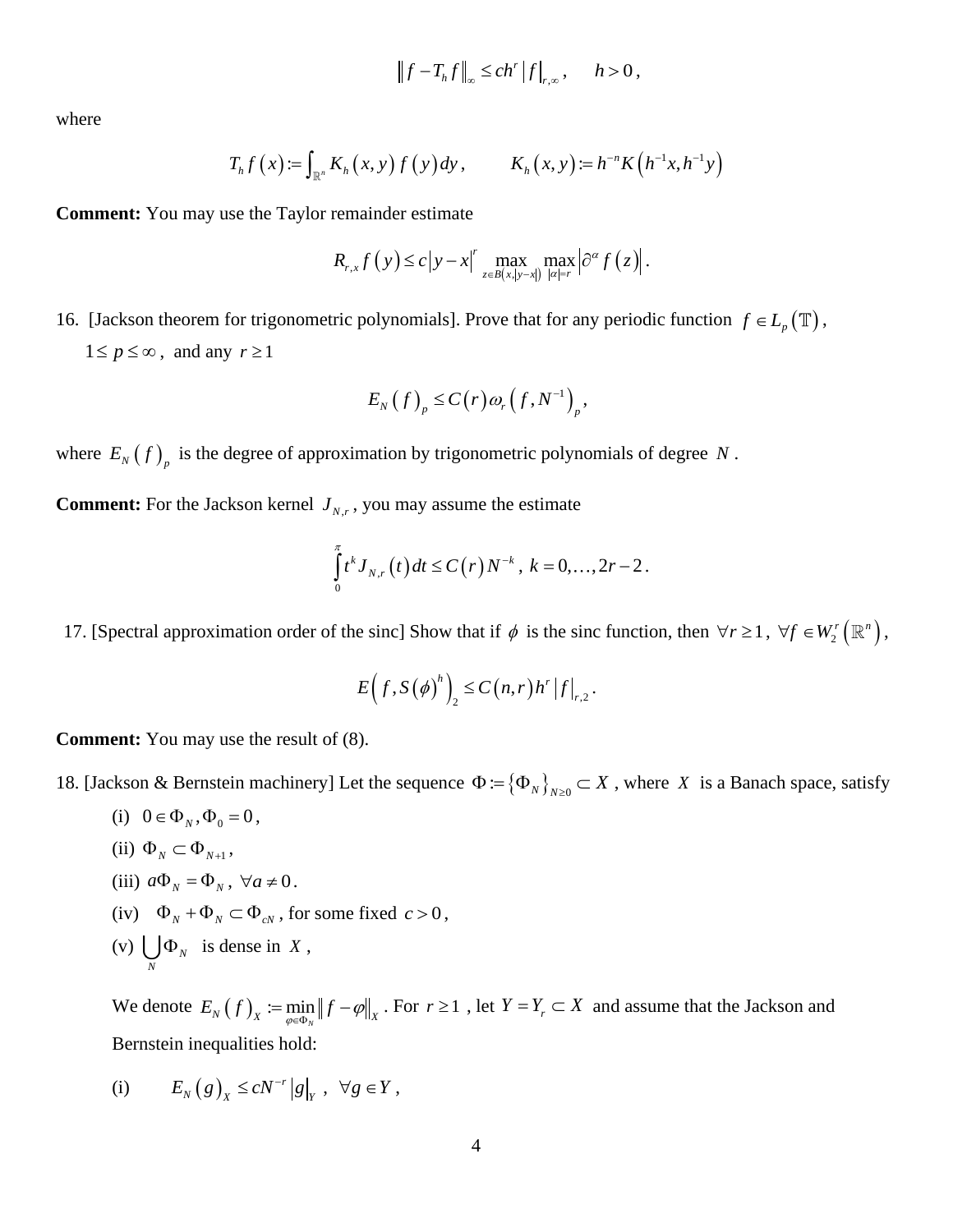$$\|f - T_h f\|_\infty \le c h^r |f|_{r,\infty}, \qquad h > 0,$$

where

$$T_h f(x) := \int_{\mathbb{R}^n} K_h(x,y) f(y)\, dy, \qquad K_h(x,y) := h^{-n} K\left(h^{-1}x, h^{-1}y\right)$$

**Comment:** You may use the Taylor remainder estimate

$$R_{r,x} f(y) \le c|y-x|^r \max_{z \in B(x,|y-x|)} \max_{|\alpha|=r} \left|\partial^\alpha f(z)\right|.$$

16. [Jackson theorem for trigonometric polynomials]. Prove that for any periodic function $f \in L_p(\mathbb{T})$, $1 \le p \le \infty$, and any $r \ge 1$

$$E_N(f)_p \le C(r)\,\omega_r\left(f, N^{-1}\right)_p,$$

where $E_N(f)_p$ is the degree of approximation by trigonometric polynomials of degree $N$.

**Comment:** For the Jackson kernel $J_{N,r}$, you may assume the estimate

$$\int_0^\pi t^k J_{N,r}(t)\,dt \le C(r) N^{-k}, \; k = 0,\ldots,2r-2.$$

17. [Spectral approximation order of the sinc] Show that if $\phi$ is the sinc function, then $\forall r \ge 1$, $\forall f \in W_2^r(\mathbb{R}^n)$,

$$E\left(f, S(\phi)^h\right)_2 \le C(n,r) h^r |f|_{r,2}.$$

**Comment:** You may use the result of (8).

18. [Jackson & Bernstein machinery] Let the sequence $\Phi := \{\Phi_N\}_{N \ge 0} \subset X$, where $X$ is a Banach space, satisfy

   (i) $0 \in \Phi_N, \Phi_0 = 0$,

   (ii) $\Phi_N \subset \Phi_{N+1}$,

   (iii) $a\Phi_N = \Phi_N$, $\forall a \ne 0$.

   (iv) $\Phi_N + \Phi_N \subset \Phi_{cN}$, for some fixed $c > 0$,

   (v) $\bigcup_N \Phi_N$ is dense in $X$,

   We denote $E_N(f)_X := \min_{\varphi \in \Phi_N} \|f - \varphi\|_X$. For $r \ge 1$, let $Y = Y_r \subset X$ and assume that the Jackson and Bernstein inequalities hold:

   (i) $\qquad E_N(g)_X \le c N^{-r} |g|_Y$, $\forall g \in Y$,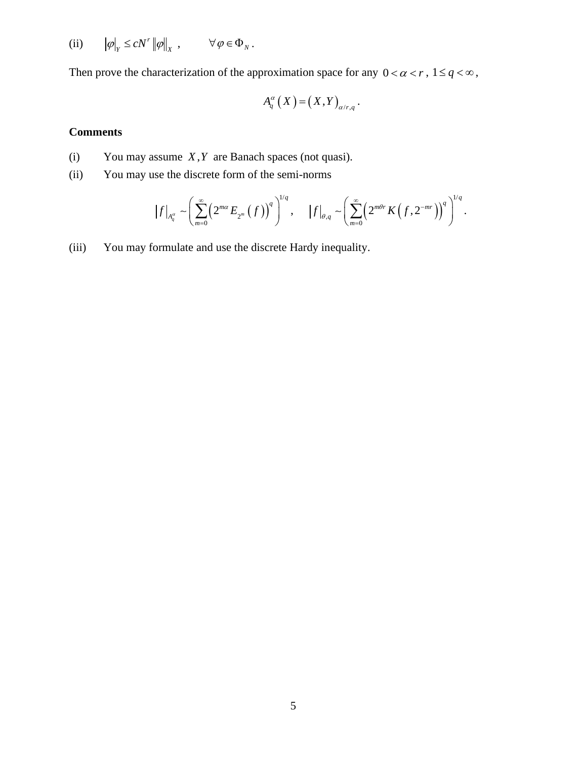(ii) $\quad |\varphi|_Y \le cN^r \|\varphi\|_X \ , \qquad \forall \varphi \in \Phi_N \, .$

Then prove the characterization of the approximation space for any $0 < \alpha < r$ , $1 \le q < \infty$ ,

$$A_q^\alpha\left(X\right) = \left(X, Y\right)_{\alpha/r,q} \, .$$

**Comments**

(i) You may assume $X, Y$ are Banach spaces (not quasi).

(ii) You may use the discrete form of the semi-norms

$$|f|_{A_q^\alpha} \sim \left( \sum_{m=0}^{\infty} \left( 2^{m\alpha} E_{2^m}\left(f\right) \right)^q \right)^{1/q}, \quad |f|_{\theta,q} \sim \left( \sum_{m=0}^{\infty} \left( 2^{m\theta r} K\left(f, 2^{-mr}\right) \right)^q \right)^{1/q}.$$

(iii) You may formulate and use the discrete Hardy inequality.